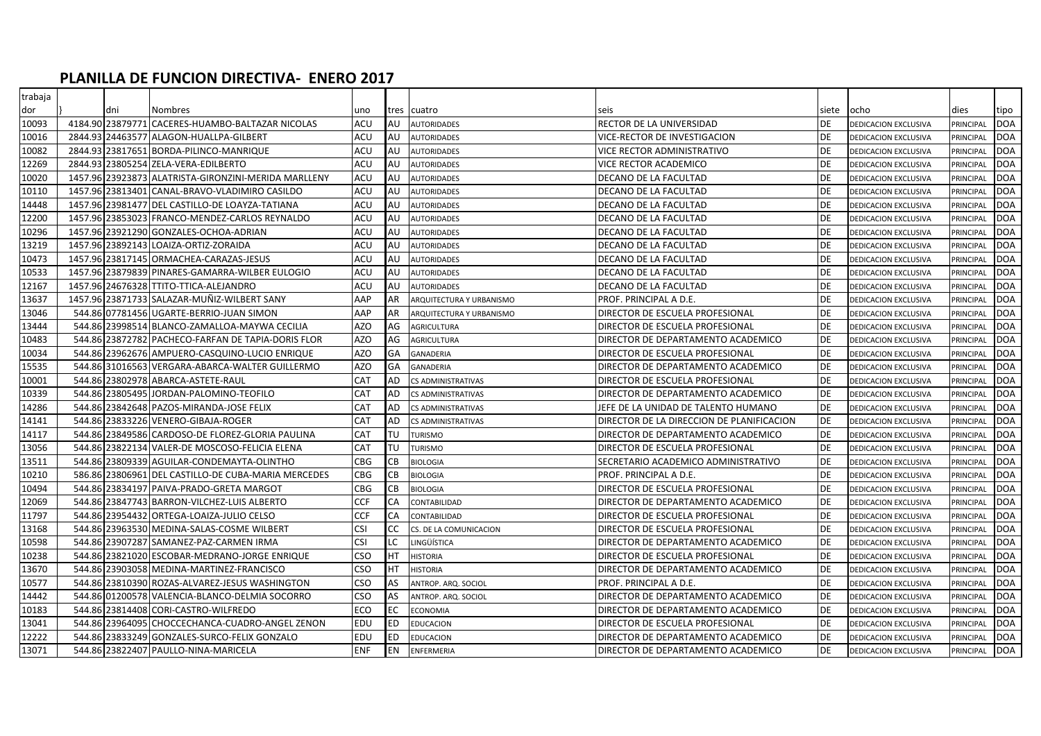## PLANILLA DE FUNCION DIRECTIVA- ENERO 2017

| trabajador | } | dni | Nombres | uno | tres | cuatro | seis | siete | ocho | dies | tipo |
|---|---|---|---|---|---|---|---|---|---|---|---|
| 10093 | 4184.90 | 23879771 | CACERES-HUAMBO-BALTAZAR NICOLAS | ACU | AU | AUTORIDADES | RECTOR DE LA UNIVERSIDAD | DE | DEDICACION EXCLUSIVA | PRINCIPAL | DOA |
| 10016 | 2844.93 | 24463577 | ALAGON-HUALLPA-GILBERT | ACU | AU | AUTORIDADES | VICE-RECTOR DE INVESTIGACION | DE | DEDICACION EXCLUSIVA | PRINCIPAL | DOA |
| 10082 | 2844.93 | 23817651 | BORDA-PILINCO-MANRIQUE | ACU | AU | AUTORIDADES | VICE RECTOR ADMINISTRATIVO | DE | DEDICACION EXCLUSIVA | PRINCIPAL | DOA |
| 12269 | 2844.93 | 23805254 | ZELA-VERA-EDILBERTO | ACU | AU | AUTORIDADES | VICE RECTOR ACADEMICO | DE | DEDICACION EXCLUSIVA | PRINCIPAL | DOA |
| 10020 | 1457.96 | 23923873 | ALATRISTA-GIRONZINI-MERIDA MARLLENY | ACU | AU | AUTORIDADES | DECANO DE LA FACULTAD | DE | DEDICACION EXCLUSIVA | PRINCIPAL | DOA |
| 10110 | 1457.96 | 23813401 | CANAL-BRAVO-VLADIMIRO CASILDO | ACU | AU | AUTORIDADES | DECANO DE LA FACULTAD | DE | DEDICACION EXCLUSIVA | PRINCIPAL | DOA |
| 14448 | 1457.96 | 23981477 | DEL CASTILLO-DE LOAYZA-TATIANA | ACU | AU | AUTORIDADES | DECANO DE LA FACULTAD | DE | DEDICACION EXCLUSIVA | PRINCIPAL | DOA |
| 12200 | 1457.96 | 23853023 | FRANCO-MENDEZ-CARLOS REYNALDO | ACU | AU | AUTORIDADES | DECANO DE LA FACULTAD | DE | DEDICACION EXCLUSIVA | PRINCIPAL | DOA |
| 10296 | 1457.96 | 23921290 | GONZALES-OCHOA-ADRIAN | ACU | AU | AUTORIDADES | DECANO DE LA FACULTAD | DE | DEDICACION EXCLUSIVA | PRINCIPAL | DOA |
| 13219 | 1457.96 | 23892143 | LOAIZA-ORTIZ-ZORAIDA | ACU | AU | AUTORIDADES | DECANO DE LA FACULTAD | DE | DEDICACION EXCLUSIVA | PRINCIPAL | DOA |
| 10473 | 1457.96 | 23817145 | ORMACHEA-CARAZAS-JESUS | ACU | AU | AUTORIDADES | DECANO DE LA FACULTAD | DE | DEDICACION EXCLUSIVA | PRINCIPAL | DOA |
| 10533 | 1457.96 | 23879839 | PINARES-GAMARRA-WILBER EULOGIO | ACU | AU | AUTORIDADES | DECANO DE LA FACULTAD | DE | DEDICACION EXCLUSIVA | PRINCIPAL | DOA |
| 12167 | 1457.96 | 24676328 | TTITO-TTICA-ALEJANDRO | ACU | AU | AUTORIDADES | DECANO DE LA FACULTAD | DE | DEDICACION EXCLUSIVA | PRINCIPAL | DOA |
| 13637 | 1457.96 | 23871733 | SALAZAR-MUÑIZ-WILBERT SANY | AAP | AR | ARQUITECTURA Y URBANISMO | PROF. PRINCIPAL A D.E. | DE | DEDICACION EXCLUSIVA | PRINCIPAL | DOA |
| 13046 | 544.86 | 07781456 | UGARTE-BERRIO-JUAN SIMON | AAP | AR | ARQUITECTURA Y URBANISMO | DIRECTOR DE ESCUELA PROFESIONAL | DE | DEDICACION EXCLUSIVA | PRINCIPAL | DOA |
| 13444 | 544.86 | 23998514 | BLANCO-ZAMALLOA-MAYWA CECILIA | AZO | AG | AGRICULTURA | DIRECTOR DE ESCUELA PROFESIONAL | DE | DEDICACION EXCLUSIVA | PRINCIPAL | DOA |
| 10483 | 544.86 | 23872782 | PACHECO-FARFAN DE TAPIA-DORIS FLOR | AZO | AG | AGRICULTURA | DIRECTOR DE DEPARTAMENTO ACADEMICO | DE | DEDICACION EXCLUSIVA | PRINCIPAL | DOA |
| 10034 | 544.86 | 23962676 | AMPUERO-CASQUINO-LUCIO ENRIQUE | AZO | GA | GANADERIA | DIRECTOR DE ESCUELA PROFESIONAL | DE | DEDICACION EXCLUSIVA | PRINCIPAL | DOA |
| 15535 | 544.86 | 31016563 | VERGARA-ABARCA-WALTER GUILLERMO | AZO | GA | GANADERIA | DIRECTOR DE DEPARTAMENTO ACADEMICO | DE | DEDICACION EXCLUSIVA | PRINCIPAL | DOA |
| 10001 | 544.86 | 23802978 | ABARCA-ASTETE-RAUL | CAT | AD | CS ADMINISTRATIVAS | DIRECTOR DE ESCUELA PROFESIONAL | DE | DEDICACION EXCLUSIVA | PRINCIPAL | DOA |
| 10339 | 544.86 | 23805495 | JORDAN-PALOMINO-TEOFILO | CAT | AD | CS ADMINISTRATIVAS | DIRECTOR DE DEPARTAMENTO ACADEMICO | DE | DEDICACION EXCLUSIVA | PRINCIPAL | DOA |
| 14286 | 544.86 | 23842648 | PAZOS-MIRANDA-JOSE FELIX | CAT | AD | CS ADMINISTRATIVAS | JEFE DE LA UNIDAD DE TALENTO HUMANO | DE | DEDICACION EXCLUSIVA | PRINCIPAL | DOA |
| 14141 | 544.86 | 23833226 | VENERO-GIBAJA-ROGER | CAT | AD | CS ADMINISTRATIVAS | DIRECTOR DE LA DIRECCION DE PLANIFICACION | DE | DEDICACION EXCLUSIVA | PRINCIPAL | DOA |
| 14117 | 544.86 | 23849586 | CARDOSO-DE FLOREZ-GLORIA PAULINA | CAT | TU | TURISMO | DIRECTOR DE DEPARTAMENTO ACADEMICO | DE | DEDICACION EXCLUSIVA | PRINCIPAL | DOA |
| 13056 | 544.86 | 23822134 | VALER-DE MOSCOSO-FELICIA ELENA | CAT | TU | TURISMO | DIRECTOR DE ESCUELA PROFESIONAL | DE | DEDICACION EXCLUSIVA | PRINCIPAL | DOA |
| 13511 | 544.86 | 23809339 | AGUILAR-CONDEMAYTA-OLINTHO | CBG | CB | BIOLOGIA | SECRETARIO ACADEMICO ADMINISTRATIVO | DE | DEDICACION EXCLUSIVA | PRINCIPAL | DOA |
| 10210 | 586.86 | 23806961 | DEL CASTILLO-DE CUBA-MARIA MERCEDES | CBG | CB | BIOLOGIA | PROF. PRINCIPAL A D.E. | DE | DEDICACION EXCLUSIVA | PRINCIPAL | DOA |
| 10494 | 544.86 | 23834197 | PAIVA-PRADO-GRETA MARGOT | CBG | CB | BIOLOGIA | DIRECTOR DE ESCUELA PROFESIONAL | DE | DEDICACION EXCLUSIVA | PRINCIPAL | DOA |
| 12069 | 544.86 | 23847743 | BARRON-VILCHEZ-LUIS ALBERTO | CCF | CA | CONTABILIDAD | DIRECTOR DE DEPARTAMENTO ACADEMICO | DE | DEDICACION EXCLUSIVA | PRINCIPAL | DOA |
| 11797 | 544.86 | 23954432 | ORTEGA-LOAIZA-JULIO CELSO | CCF | CA | CONTABILIDAD | DIRECTOR DE ESCUELA PROFESIONAL | DE | DEDICACION EXCLUSIVA | PRINCIPAL | DOA |
| 13168 | 544.86 | 23963530 | MEDINA-SALAS-COSME WILBERT | CSI | CC | CS. DE LA COMUNICACION | DIRECTOR DE ESCUELA PROFESIONAL | DE | DEDICACION EXCLUSIVA | PRINCIPAL | DOA |
| 10598 | 544.86 | 23907287 | SAMANEZ-PAZ-CARMEN IRMA | CSI | LC | LINGÜÍSTICA | DIRECTOR DE DEPARTAMENTO ACADEMICO | DE | DEDICACION EXCLUSIVA | PRINCIPAL | DOA |
| 10238 | 544.86 | 23821020 | ESCOBAR-MEDRANO-JORGE ENRIQUE | CSO | HT | HISTORIA | DIRECTOR DE ESCUELA PROFESIONAL | DE | DEDICACION EXCLUSIVA | PRINCIPAL | DOA |
| 13670 | 544.86 | 23903058 | MEDINA-MARTINEZ-FRANCISCO | CSO | HT | HISTORIA | DIRECTOR DE DEPARTAMENTO ACADEMICO | DE | DEDICACION EXCLUSIVA | PRINCIPAL | DOA |
| 10577 | 544.86 | 23810390 | ROZAS-ALVAREZ-JESUS WASHINGTON | CSO | AS | ANTROP. ARQ. SOCIOL | PROF. PRINCIPAL A D.E. | DE | DEDICACION EXCLUSIVA | PRINCIPAL | DOA |
| 14442 | 544.86 | 01200578 | VALENCIA-BLANCO-DELMIA SOCORRO | CSO | AS | ANTROP. ARQ. SOCIOL | DIRECTOR DE DEPARTAMENTO ACADEMICO | DE | DEDICACION EXCLUSIVA | PRINCIPAL | DOA |
| 10183 | 544.86 | 23814408 | CORI-CASTRO-WILFREDO | ECO | EC | ECONOMIA | DIRECTOR DE DEPARTAMENTO ACADEMICO | DE | DEDICACION EXCLUSIVA | PRINCIPAL | DOA |
| 13041 | 544.86 | 23964095 | CHOCCECHANCA-CUADRO-ANGEL ZENON | EDU | ED | EDUCACION | DIRECTOR DE ESCUELA PROFESIONAL | DE | DEDICACION EXCLUSIVA | PRINCIPAL | DOA |
| 12222 | 544.86 | 23833249 | GONZALES-SURCO-FELIX GONZALO | EDU | ED | EDUCACION | DIRECTOR DE DEPARTAMENTO ACADEMICO | DE | DEDICACION EXCLUSIVA | PRINCIPAL | DOA |
| 13071 | 544.86 | 23822407 | PAULLO-NINA-MARICELA | ENF | EN | ENFERMERIA | DIRECTOR DE DEPARTAMENTO ACADEMICO | DE | DEDICACION EXCLUSIVA | PRINCIPAL | DOA |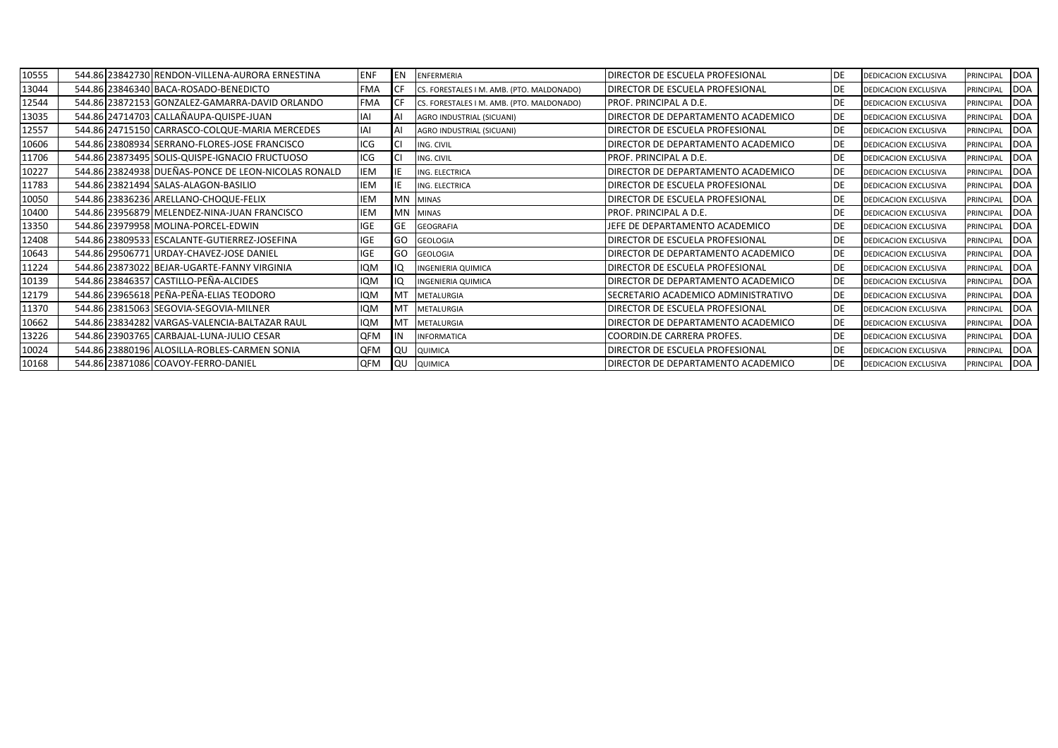| | | | | | | | | | | | |
|---|---|---|---|---|---|---|---|---|---|---|---|
| 10555 | 544.86 | 23842730 | RENDON-VILLENA-AURORA ERNESTINA | ENF | EN | ENFERMERIA | DIRECTOR DE ESCUELA PROFESIONAL | DE | DEDICACION EXCLUSIVA | PRINCIPAL | DOA |
| 13044 | 544.86 | 23846340 | BACA-ROSADO-BENEDICTO | FMA | CF | CS. FORESTALES I M. AMB. (PTO. MALDONADO) | DIRECTOR DE ESCUELA PROFESIONAL | DE | DEDICACION EXCLUSIVA | PRINCIPAL | DOA |
| 12544 | 544.86 | 23872153 | GONZALEZ-GAMARRA-DAVID ORLANDO | FMA | CF | CS. FORESTALES I M. AMB. (PTO. MALDONADO) | PROF. PRINCIPAL A D.E. | DE | DEDICACION EXCLUSIVA | PRINCIPAL | DOA |
| 13035 | 544.86 | 24714703 | CALLAÑAUPA-QUISPE-JUAN | IAI | AI | AGRO INDUSTRIAL (SICUANI) | DIRECTOR DE DEPARTAMENTO ACADEMICO | DE | DEDICACION EXCLUSIVA | PRINCIPAL | DOA |
| 12557 | 544.86 | 24715150 | CARRASCO-COLQUE-MARIA MERCEDES | IAI | AI | AGRO INDUSTRIAL (SICUANI) | DIRECTOR DE ESCUELA PROFESIONAL | DE | DEDICACION EXCLUSIVA | PRINCIPAL | DOA |
| 10606 | 544.86 | 23808934 | SERRANO-FLORES-JOSE FRANCISCO | ICG | CI | ING. CIVIL | DIRECTOR DE DEPARTAMENTO ACADEMICO | DE | DEDICACION EXCLUSIVA | PRINCIPAL | DOA |
| 11706 | 544.86 | 23873495 | SOLIS-QUISPE-IGNACIO FRUCTUOSO | ICG | CI | ING. CIVIL | PROF. PRINCIPAL A D.E. | DE | DEDICACION EXCLUSIVA | PRINCIPAL | DOA |
| 10227 | 544.86 | 23824938 | DUEÑAS-PONCE DE LEON-NICOLAS RONALD | IEM | IE | ING. ELECTRICA | DIRECTOR DE DEPARTAMENTO ACADEMICO | DE | DEDICACION EXCLUSIVA | PRINCIPAL | DOA |
| 11783 | 544.86 | 23821494 | SALAS-ALAGON-BASILIO | IEM | IE | ING. ELECTRICA | DIRECTOR DE ESCUELA PROFESIONAL | DE | DEDICACION EXCLUSIVA | PRINCIPAL | DOA |
| 10050 | 544.86 | 23836236 | ARELLANO-CHOQUE-FELIX | IEM | MN | MINAS | DIRECTOR DE ESCUELA PROFESIONAL | DE | DEDICACION EXCLUSIVA | PRINCIPAL | DOA |
| 10400 | 544.86 | 23956879 | MELENDEZ-NINA-JUAN FRANCISCO | IEM | MN | MINAS | PROF. PRINCIPAL A D.E. | DE | DEDICACION EXCLUSIVA | PRINCIPAL | DOA |
| 13350 | 544.86 | 23979958 | MOLINA-PORCEL-EDWIN | IGE | GE | GEOGRAFIA | JEFE DE DEPARTAMENTO ACADEMICO | DE | DEDICACION EXCLUSIVA | PRINCIPAL | DOA |
| 12408 | 544.86 | 23809533 | ESCALANTE-GUTIERREZ-JOSEFINA | IGE | GO | GEOLOGIA | DIRECTOR DE ESCUELA PROFESIONAL | DE | DEDICACION EXCLUSIVA | PRINCIPAL | DOA |
| 10643 | 544.86 | 29506771 | URDAY-CHAVEZ-JOSE DANIEL | IGE | GO | GEOLOGIA | DIRECTOR DE DEPARTAMENTO ACADEMICO | DE | DEDICACION EXCLUSIVA | PRINCIPAL | DOA |
| 11224 | 544.86 | 23873022 | BEJAR-UGARTE-FANNY VIRGINIA | IQM | IQ | INGENIERIA QUIMICA | DIRECTOR DE ESCUELA PROFESIONAL | DE | DEDICACION EXCLUSIVA | PRINCIPAL | DOA |
| 10139 | 544.86 | 23846357 | CASTILLO-PEÑA-ALCIDES | IQM | IQ | INGENIERIA QUIMICA | DIRECTOR DE DEPARTAMENTO ACADEMICO | DE | DEDICACION EXCLUSIVA | PRINCIPAL | DOA |
| 12179 | 544.86 | 23965618 | PEÑA-PEÑA-ELIAS TEODORO | IQM | MT | METALURGIA | SECRETARIO ACADEMICO ADMINISTRATIVO | DE | DEDICACION EXCLUSIVA | PRINCIPAL | DOA |
| 11370 | 544.86 | 23815063 | SEGOVIA-SEGOVIA-MILNER | IQM | MT | METALURGIA | DIRECTOR DE ESCUELA PROFESIONAL | DE | DEDICACION EXCLUSIVA | PRINCIPAL | DOA |
| 10662 | 544.86 | 23834282 | VARGAS-VALENCIA-BALTAZAR RAUL | IQM | MT | METALURGIA | DIRECTOR DE DEPARTAMENTO ACADEMICO | DE | DEDICACION EXCLUSIVA | PRINCIPAL | DOA |
| 13226 | 544.86 | 23903765 | CARBAJAL-LUNA-JULIO CESAR | QFM | IN | INFORMATICA | COORDIN.DE CARRERA PROFES. | DE | DEDICACION EXCLUSIVA | PRINCIPAL | DOA |
| 10024 | 544.86 | 23880196 | ALOSILLA-ROBLES-CARMEN SONIA | QFM | QU | QUIMICA | DIRECTOR DE ESCUELA PROFESIONAL | DE | DEDICACION EXCLUSIVA | PRINCIPAL | DOA |
| 10168 | 544.86 | 23871086 | COAVOY-FERRO-DANIEL | QFM | QU | QUIMICA | DIRECTOR DE DEPARTAMENTO ACADEMICO | DE | DEDICACION EXCLUSIVA | PRINCIPAL | DOA |